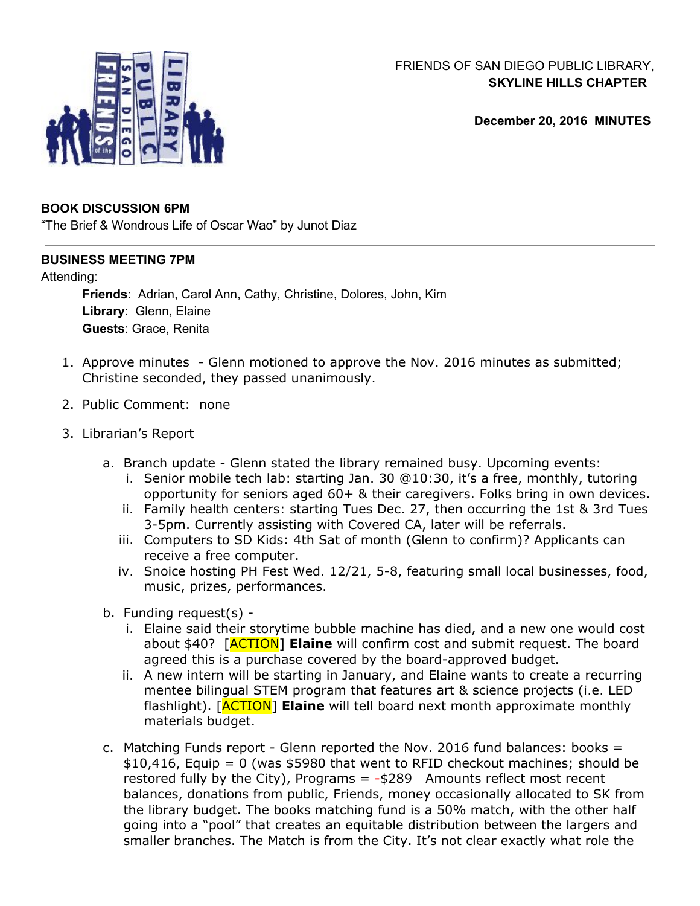FRIENDS OF SAN DIEGO PUBLIC LIBRARY,
**SKYLINE HILLS CHAPTER**

**December 20, 2016 MINUTES**

---

**BOOK DISCUSSION 6PM**
"The Brief & Wondrous Life of Oscar Wao" by Junot Diaz

---

**BUSINESS MEETING 7PM**
Attending:

> **Friends**: Adrian, Carol Ann, Cathy, Christine, Dolores, John, Kim
> **Library**: Glenn, Elaine
> **Guests**: Grace, Renita

1. Approve minutes - Glenn motioned to approve the Nov. 2016 minutes as submitted; Christine seconded, they passed unanimously.
2. Public Comment: none
3. Librarian's Report
   a. Branch update - Glenn stated the library remained busy. Upcoming events:
      i. Senior mobile tech lab: starting Jan. 30 @10:30, it's a free, monthly, tutoring opportunity for seniors aged 60+ & their caregivers. Folks bring in own devices.
      ii. Family health centers: starting Tues Dec. 27, then occurring the 1st & 3rd Tues 3-5pm. Currently assisting with Covered CA, later will be referrals.
      iii. Computers to SD Kids: 4th Sat of month (Glenn to confirm)? Applicants can receive a free computer.
      iv. Snoice hosting PH Fest Wed. 12/21, 5-8, featuring small local businesses, food, music, prizes, performances.
   b. Funding request(s) -
      i. Elaine said their storytime bubble machine has died, and a new one would cost about $40? [ACTION] **Elaine** will confirm cost and submit request. The board agreed this is a purchase covered by the board-approved budget.
      ii. A new intern will be starting in January, and Elaine wants to create a recurring mentee bilingual STEM program that features art & science projects (i.e. LED flashlight). [ACTION] **Elaine** will tell board next month approximate monthly materials budget.
   c. Matching Funds report - Glenn reported the Nov. 2016 fund balances: books = $10,416, Equip = 0 (was $5980 that went to RFID checkout machines; should be restored fully by the City), Programs = -$289 Amounts reflect most recent balances, donations from public, Friends, money occasionally allocated to SK from the library budget. The books matching fund is a 50% match, with the other half going into a "pool" that creates an equitable distribution between the largers and smaller branches. The Match is from the City. It's not clear exactly what role the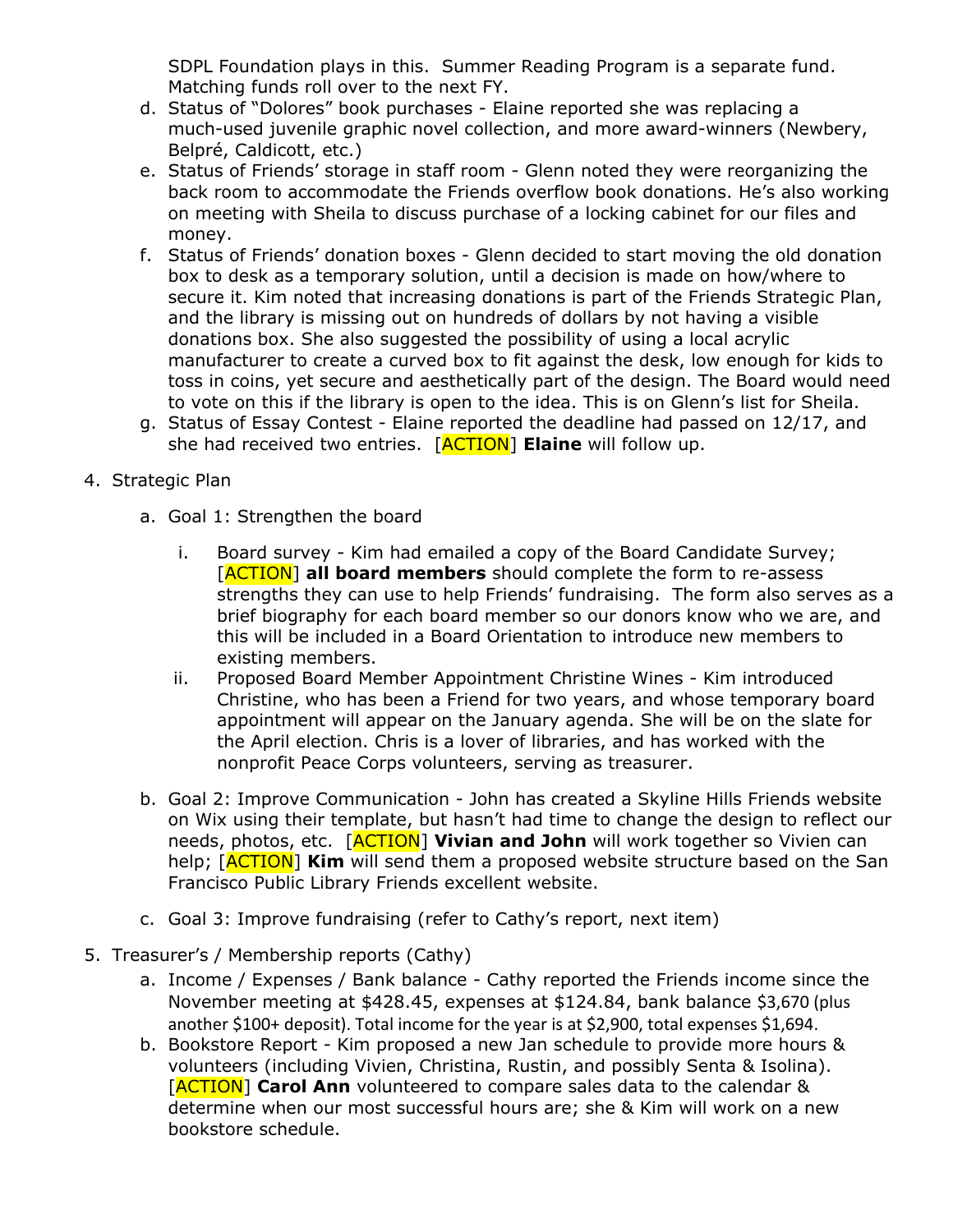SDPL Foundation plays in this. Summer Reading Program is a separate fund. Matching funds roll over to the next FY.

d. Status of "Dolores" book purchases - Elaine reported she was replacing a much-used juvenile graphic novel collection, and more award-winners (Newbery, Belpré, Caldicott, etc.)
e. Status of Friends' storage in staff room - Glenn noted they were reorganizing the back room to accommodate the Friends overflow book donations. He's also working on meeting with Sheila to discuss purchase of a locking cabinet for our files and money.
f. Status of Friends' donation boxes - Glenn decided to start moving the old donation box to desk as a temporary solution, until a decision is made on how/where to secure it. Kim noted that increasing donations is part of the Friends Strategic Plan, and the library is missing out on hundreds of dollars by not having a visible donations box. She also suggested the possibility of using a local acrylic manufacturer to create a curved box to fit against the desk, low enough for kids to toss in coins, yet secure and aesthetically part of the design. The Board would need to vote on this if the library is open to the idea. This is on Glenn's list for Sheila.
g. Status of Essay Contest - Elaine reported the deadline had passed on 12/17, and she had received two entries. [ACTION] **Elaine** will follow up.

4. Strategic Plan

   a. Goal 1: Strengthen the board

      i. Board survey - Kim had emailed a copy of the Board Candidate Survey; [ACTION] **all board members** should complete the form to re-assess strengths they can use to help Friends' fundraising. The form also serves as a brief biography for each board member so our donors know who we are, and this will be included in a Board Orientation to introduce new members to existing members.
      ii. Proposed Board Member Appointment Christine Wines - Kim introduced Christine, who has been a Friend for two years, and whose temporary board appointment will appear on the January agenda. She will be on the slate for the April election. Chris is a lover of libraries, and has worked with the nonprofit Peace Corps volunteers, serving as treasurer.

   b. Goal 2: Improve Communication - John has created a Skyline Hills Friends website on Wix using their template, but hasn't had time to change the design to reflect our needs, photos, etc. [ACTION] **Vivian and John** will work together so Vivien can help; [ACTION] **Kim** will send them a proposed website structure based on the San Francisco Public Library Friends excellent website.

   c. Goal 3: Improve fundraising (refer to Cathy's report, next item)

5. Treasurer's / Membership reports (Cathy)
   a. Income / Expenses / Bank balance - Cathy reported the Friends income since the November meeting at $428.45, expenses at $124.84, bank balance $3,670 (plus another $100+ deposit). Total income for the year is at $2,900, total expenses $1,694.
   b. Bookstore Report - Kim proposed a new Jan schedule to provide more hours & volunteers (including Vivien, Christina, Rustin, and possibly Senta & Isolina). [ACTION] **Carol Ann** volunteered to compare sales data to the calendar & determine when our most successful hours are; she & Kim will work on a new bookstore schedule.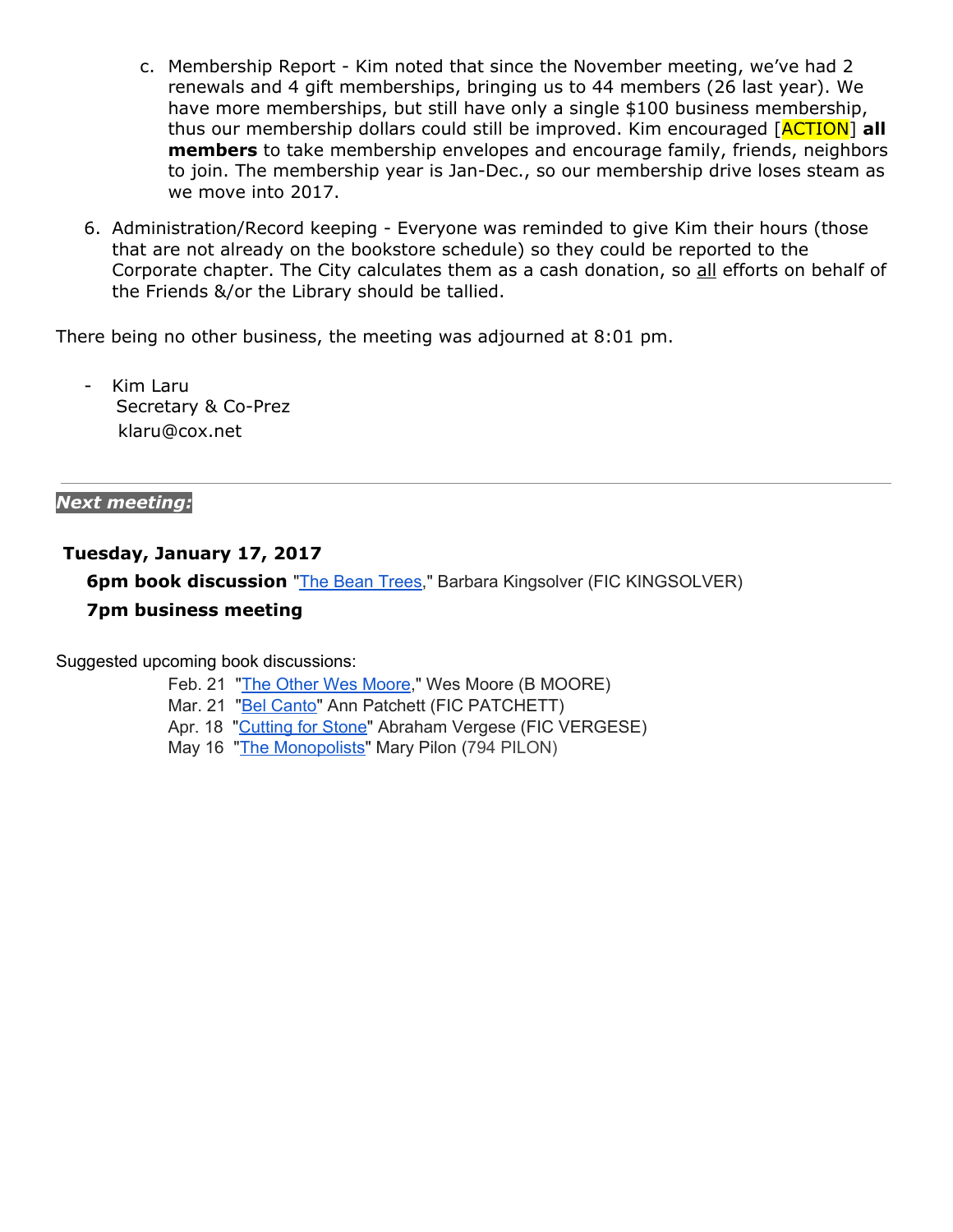c. Membership Report - Kim noted that since the November meeting, we've had 2 renewals and 4 gift memberships, bringing us to 44 members (26 last year). We have more memberships, but still have only a single $100 business membership, thus our membership dollars could still be improved. Kim encouraged [ACTION] **all members** to take membership envelopes and encourage family, friends, neighbors to join. The membership year is Jan-Dec., so our membership drive loses steam as we move into 2017.

6. Administration/Record keeping - Everyone was reminded to give Kim their hours (those that are not already on the bookstore schedule) so they could be reported to the Corporate chapter. The City calculates them as a cash donation, so all efforts on behalf of the Friends &/or the Library should be tallied.

There being no other business, the meeting was adjourned at 8:01 pm.

- Kim Laru
  Secretary & Co-Prez
  klaru@cox.net

---

***Next meeting:***

**Tuesday, January 17, 2017**

**6pm book discussion** "The Bean Trees," Barbara Kingsolver (FIC KINGSOLVER)

**7pm business meeting**

Suggested upcoming book discussions:

Feb. 21 "The Other Wes Moore," Wes Moore (B MOORE)
Mar. 21 "Bel Canto" Ann Patchett (FIC PATCHETT)
Apr. 18 "Cutting for Stone" Abraham Vergese (FIC VERGESE)
May 16 "The Monopolists" Mary Pilon (794 PILON)